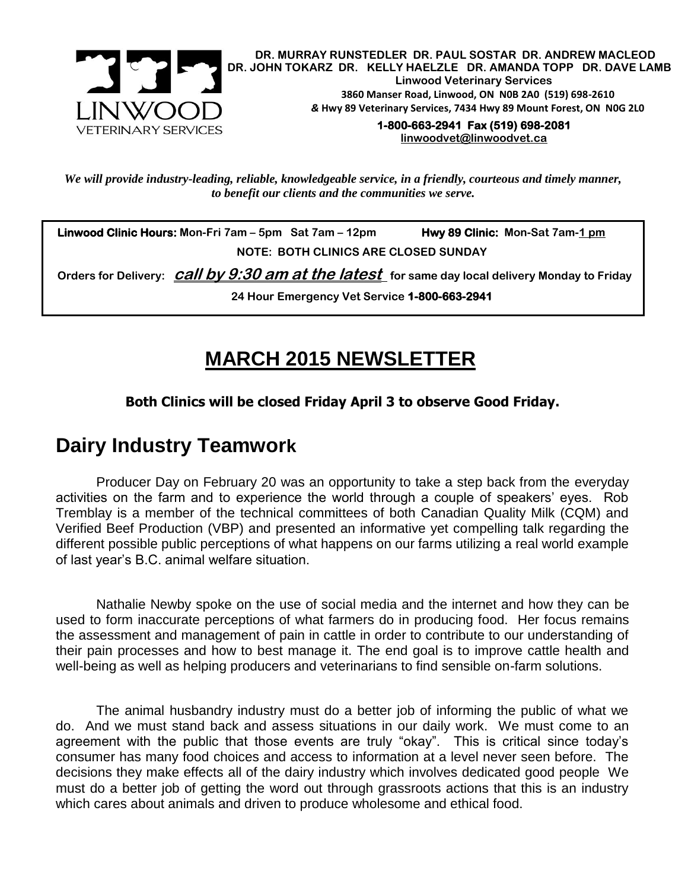LINWOOD VETERINARY SERVICES

**DR. MURRAY RUNSTEDLER DR. PAUL SOSTAR DR. ANDREW MACLEOD DR. JOHN TOKARZ DR. KELLY HAELZLE DR. AMANDA TOPP DR. DAVE LAMB**
**Linwood Veterinary Services**
**3860 Manser Road, Linwood, ON N0B 2A0 (519) 698-2610**
**& Hwy 89 Veterinary Services, 7434 Hwy 89 Mount Forest, ON N0G 2L0**
**1-800-663-2941 Fax (519) 698-2081**
**linwoodvet@linwoodvet.ca**

*We will provide industry-leading, reliable, knowledgeable service, in a friendly, courteous and timely manner, to benefit our clients and the communities we serve.*

**Linwood Clinic Hours:** Mon-Fri 7am – 5pm Sat 7am – 12pm **Hwy 89 Clinic:** Mon-Sat 7am-1 pm

**NOTE: BOTH CLINICS ARE CLOSED SUNDAY**

**Orders for Delivery:** ***call by 9:30 am at the latest*** **for same day local delivery Monday to Friday**

**24 Hour Emergency Vet Service 1-800-663-2941**

# MARCH 2015 NEWSLETTER

**Both Clinics will be closed Friday April 3 to observe Good Friday.**

## Dairy Industry Teamwork

Producer Day on February 20 was an opportunity to take a step back from the everyday activities on the farm and to experience the world through a couple of speakers' eyes. Rob Tremblay is a member of the technical committees of both Canadian Quality Milk (CQM) and Verified Beef Production (VBP) and presented an informative yet compelling talk regarding the different possible public perceptions of what happens on our farms utilizing a real world example of last year's B.C. animal welfare situation.

Nathalie Newby spoke on the use of social media and the internet and how they can be used to form inaccurate perceptions of what farmers do in producing food. Her focus remains the assessment and management of pain in cattle in order to contribute to our understanding of their pain processes and how to best manage it. The end goal is to improve cattle health and well-being as well as helping producers and veterinarians to find sensible on-farm solutions.

The animal husbandry industry must do a better job of informing the public of what we do. And we must stand back and assess situations in our daily work. We must come to an agreement with the public that those events are truly "okay". This is critical since today's consumer has many food choices and access to information at a level never seen before. The decisions they make effects all of the dairy industry which involves dedicated good people We must do a better job of getting the word out through grassroots actions that this is an industry which cares about animals and driven to produce wholesome and ethical food.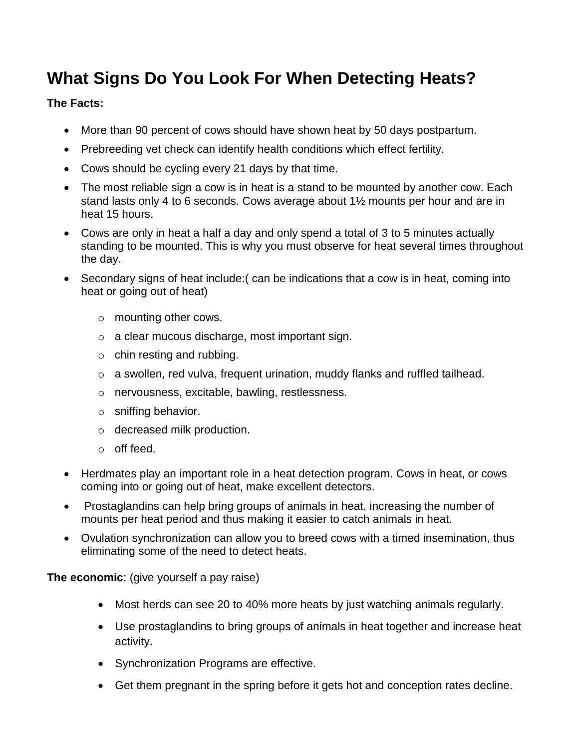# What Signs Do You Look For When Detecting Heats?

**The Facts:**

- More than 90 percent of cows should have shown heat by 50 days postpartum.
- Prebreeding vet check can identify health conditions which effect fertility.
- Cows should be cycling every 21 days by that time.
- The most reliable sign a cow is in heat is a stand to be mounted by another cow. Each stand lasts only 4 to 6 seconds. Cows average about 1½ mounts per hour and are in heat 15 hours.
- Cows are only in heat a half a day and only spend a total of 3 to 5 minutes actually standing to be mounted. This is why you must observe for heat several times throughout the day.
- Secondary signs of heat include:( can be indications that a cow is in heat, coming into heat or going out of heat)
    - mounting other cows.
    - a clear mucous discharge, most important sign.
    - chin resting and rubbing.
    - a swollen, red vulva, frequent urination, muddy flanks and ruffled tailhead.
    - nervousness, excitable, bawling, restlessness.
    - sniffing behavior.
    - decreased milk production.
    - off feed.
- Herdmates play an important role in a heat detection program. Cows in heat, or cows coming into or going out of heat, make excellent detectors.
- Prostaglandins can help bring groups of animals in heat, increasing the number of mounts per heat period and thus making it easier to catch animals in heat.
- Ovulation synchronization can allow you to breed cows with a timed insemination, thus eliminating some of the need to detect heats.

**The economic**: (give yourself a pay raise)

- Most herds can see 20 to 40% more heats by just watching animals regularly.
- Use prostaglandins to bring groups of animals in heat together and increase heat activity.
- Synchronization Programs are effective.
- Get them pregnant in the spring before it gets hot and conception rates decline.